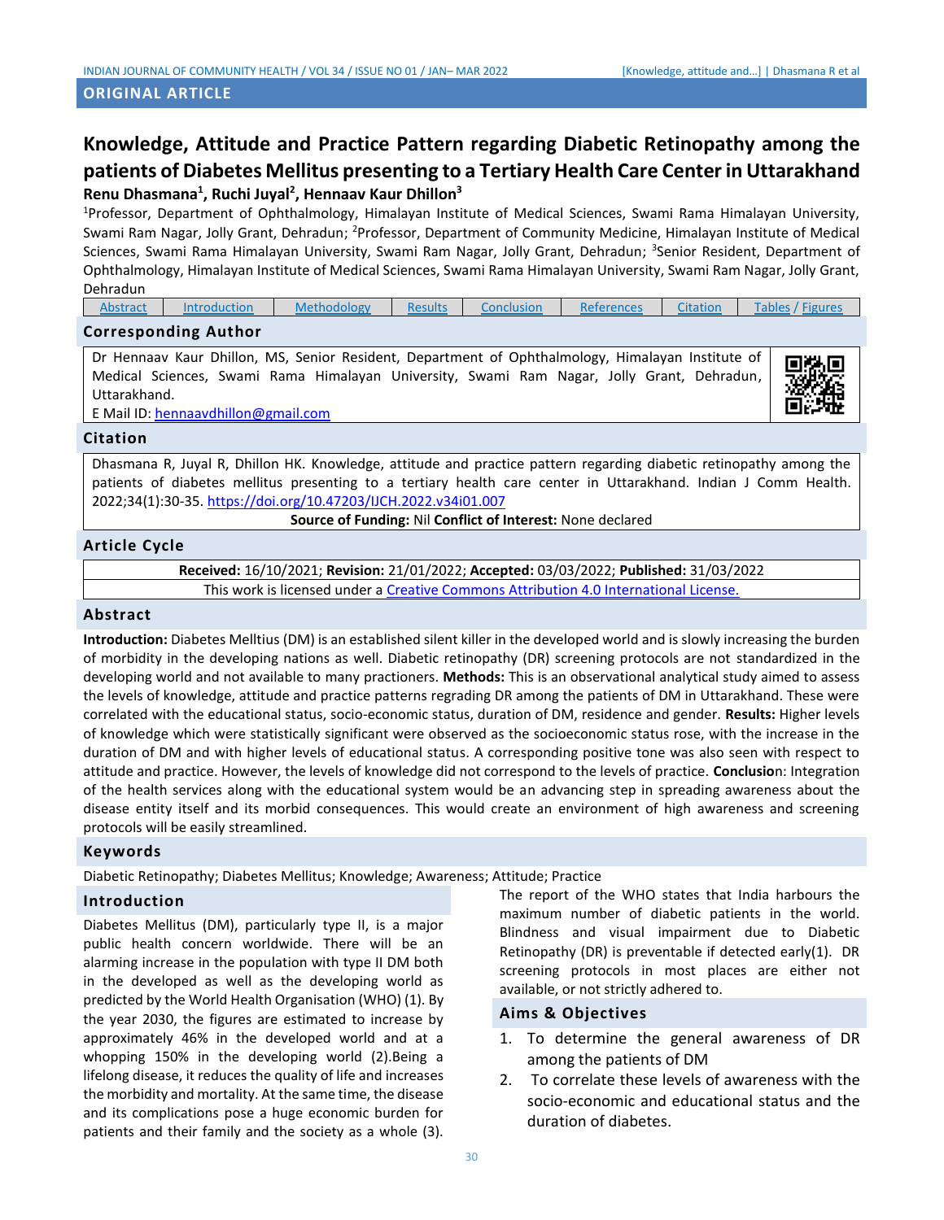**ORIGINAL ARTICLE**

# Knowledge, Attitude and Practice Pattern regarding Diabetic Retinopathy among the patients of Diabetes Mellitus presenting to a Tertiary Health Care Center in Uttarakhand

**Renu Dhasmana[1], Ruchi Juyal[2], Hennaav Kaur Dhillon[3]**

[1]Professor, Department of Ophthalmology, Himalayan Institute of Medical Sciences, Swami Rama Himalayan University, Swami Ram Nagar, Jolly Grant, Dehradun; [2]Professor, Department of Community Medicine, Himalayan Institute of Medical Sciences, Swami Rama Himalayan University, Swami Ram Nagar, Jolly Grant, Dehradun; [3]Senior Resident, Department of Ophthalmology, Himalayan Institute of Medical Sciences, Swami Rama Himalayan University, Swami Ram Nagar, Jolly Grant, Dehradun

| Abstract | Introduction | Methodology | Results | Conclusion | References | Citation | Tables / Figures |
|---|---|---|---|---|---|---|---|

## Corresponding Author

Dr Hennaav Kaur Dhillon, MS, Senior Resident, Department of Ophthalmology, Himalayan Institute of Medical Sciences, Swami Rama Himalayan University, Swami Ram Nagar, Jolly Grant, Dehradun, Uttarakhand.
E Mail ID: hennaavdhillon@gmail.com

## Citation

Dhasmana R, Juyal R, Dhillon HK. Knowledge, attitude and practice pattern regarding diabetic retinopathy among the patients of diabetes mellitus presenting to a tertiary health care center in Uttarakhand. Indian J Comm Health. 2022;34(1):30-35. https://doi.org/10.47203/IJCH.2022.v34i01.007

**Source of Funding:** Nil **Conflict of Interest:** None declared

## Article Cycle

**Received:** 16/10/2021; **Revision:** 21/01/2022; **Accepted:** 03/03/2022; **Published:** 31/03/2022
This work is licensed under a Creative Commons Attribution 4.0 International License.

## Abstract

**Introduction:** Diabetes Melltius (DM) is an established silent killer in the developed world and is slowly increasing the burden of morbidity in the developing nations as well. Diabetic retinopathy (DR) screening protocols are not standardized in the developing world and not available to many practioners. **Methods:** This is an observational analytical study aimed to assess the levels of knowledge, attitude and practice patterns regrading DR among the patients of DM in Uttarakhand. These were correlated with the educational status, socio-economic status, duration of DM, residence and gender. **Results:** Higher levels of knowledge which were statistically significant were observed as the socioeconomic status rose, with the increase in the duration of DM and with higher levels of educational status. A corresponding positive tone was also seen with respect to attitude and practice. However, the levels of knowledge did not correspond to the levels of practice. **Conclusion**: Integration of the health services along with the educational system would be an advancing step in spreading awareness about the disease entity itself and its morbid consequences. This would create an environment of high awareness and screening protocols will be easily streamlined.

## Keywords

Diabetic Retinopathy; Diabetes Mellitus; Knowledge; Awareness; Attitude; Practice

## Introduction

Diabetes Mellitus (DM), particularly type II, is a major public health concern worldwide. There will be an alarming increase in the population with type II DM both in the developed as well as the developing world as predicted by the World Health Organisation (WHO) (1). By the year 2030, the figures are estimated to increase by approximately 46% in the developed world and at a whopping 150% in the developing world (2).Being a lifelong disease, it reduces the quality of life and increases the morbidity and mortality. At the same time, the disease and its complications pose a huge economic burden for patients and their family and the society as a whole (3). The report of the WHO states that India harbours the maximum number of diabetic patients in the world. Blindness and visual impairment due to Diabetic Retinopathy (DR) is preventable if detected early(1). DR screening protocols in most places are either not available, or not strictly adhered to.

## Aims & Objectives

1. To determine the general awareness of DR among the patients of DM
2. To correlate these levels of awareness with the socio-economic and educational status and the duration of diabetes.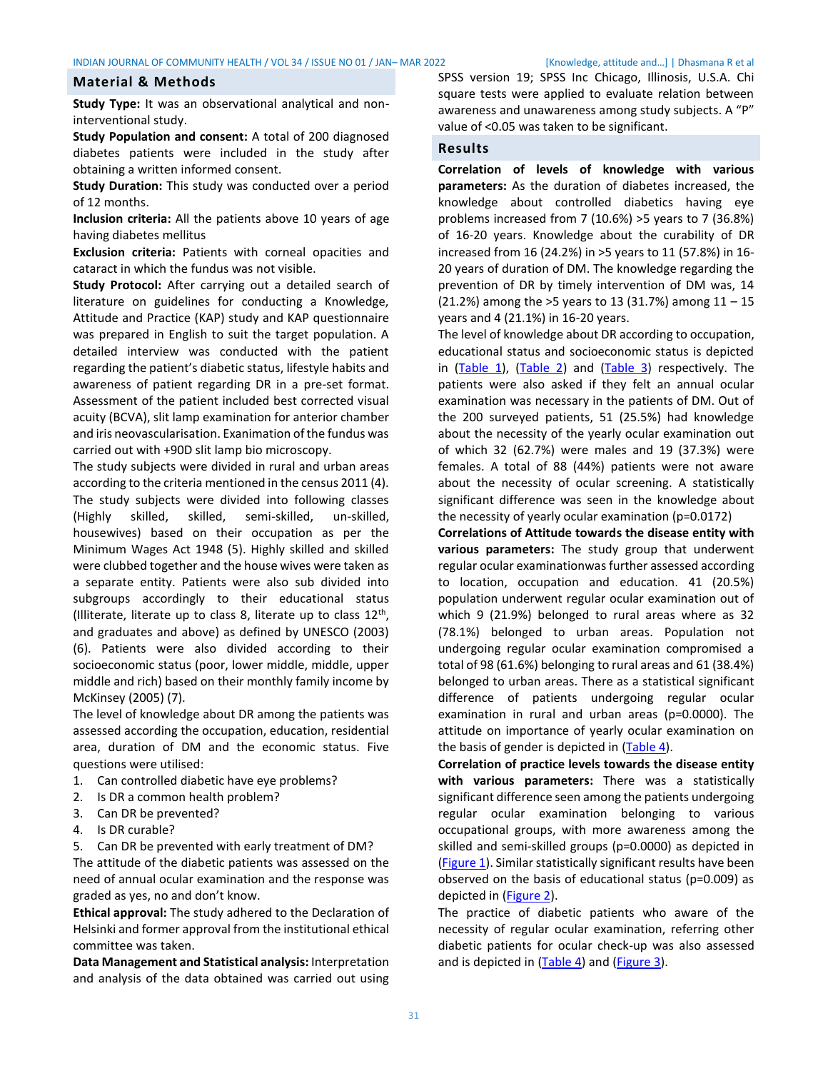## Material & Methods

**Study Type:** It was an observational analytical and non-interventional study.

**Study Population and consent:** A total of 200 diagnosed diabetes patients were included in the study after obtaining a written informed consent.

**Study Duration:** This study was conducted over a period of 12 months.

**Inclusion criteria:** All the patients above 10 years of age having diabetes mellitus

**Exclusion criteria:** Patients with corneal opacities and cataract in which the fundus was not visible.

**Study Protocol:** After carrying out a detailed search of literature on guidelines for conducting a Knowledge, Attitude and Practice (KAP) study and KAP questionnaire was prepared in English to suit the target population. A detailed interview was conducted with the patient regarding the patient's diabetic status, lifestyle habits and awareness of patient regarding DR in a pre-set format. Assessment of the patient included best corrected visual acuity (BCVA), slit lamp examination for anterior chamber and iris neovascularisation. Exanimation of the fundus was carried out with +90D slit lamp bio microscopy.

The study subjects were divided in rural and urban areas according to the criteria mentioned in the census 2011 (4). The study subjects were divided into following classes (Highly skilled, skilled, semi-skilled, un-skilled, housewives) based on their occupation as per the Minimum Wages Act 1948 (5). Highly skilled and skilled were clubbed together and the house wives were taken as a separate entity. Patients were also sub divided into subgroups accordingly to their educational status (Illiterate, literate up to class 8, literate up to class 12th, and graduates and above) as defined by UNESCO (2003) (6). Patients were also divided according to their socioeconomic status (poor, lower middle, middle, upper middle and rich) based on their monthly family income by McKinsey (2005) (7).

The level of knowledge about DR among the patients was assessed according the occupation, education, residential area, duration of DM and the economic status. Five questions were utilised:

1. Can controlled diabetic have eye problems?
2. Is DR a common health problem?
3. Can DR be prevented?
4. Is DR curable?
5. Can DR be prevented with early treatment of DM?

The attitude of the diabetic patients was assessed on the need of annual ocular examination and the response was graded as yes, no and don't know.

**Ethical approval:** The study adhered to the Declaration of Helsinki and former approval from the institutional ethical committee was taken.

**Data Management and Statistical analysis:** Interpretation and analysis of the data obtained was carried out using SPSS version 19; SPSS Inc Chicago, Illinosis, U.S.A. Chi square tests were applied to evaluate relation between awareness and unawareness among study subjects. A "P" value of <0.05 was taken to be significant.

## Results

**Correlation of levels of knowledge with various parameters:** As the duration of diabetes increased, the knowledge about controlled diabetics having eye problems increased from 7 (10.6%) >5 years to 7 (36.8%) of 16-20 years. Knowledge about the curability of DR increased from 16 (24.2%) in >5 years to 11 (57.8%) in 16-20 years of duration of DM. The knowledge regarding the prevention of DR by timely intervention of DM was, 14 (21.2%) among the >5 years to 13 (31.7%) among 11 – 15 years and 4 (21.1%) in 16-20 years.

The level of knowledge about DR according to occupation, educational status and socioeconomic status is depicted in (Table 1), (Table 2) and (Table 3) respectively. The patients were also asked if they felt an annual ocular examination was necessary in the patients of DM. Out of the 200 surveyed patients, 51 (25.5%) had knowledge about the necessity of the yearly ocular examination out of which 32 (62.7%) were males and 19 (37.3%) were females. A total of 88 (44%) patients were not aware about the necessity of ocular screening. A statistically significant difference was seen in the knowledge about the necessity of yearly ocular examination (p=0.0172)

**Correlations of Attitude towards the disease entity with various parameters:** The study group that underwent regular ocular examinationwas further assessed according to location, occupation and education. 41 (20.5%) population underwent regular ocular examination out of which 9 (21.9%) belonged to rural areas where as 32 (78.1%) belonged to urban areas. Population not undergoing regular ocular examination compromised a total of 98 (61.6%) belonging to rural areas and 61 (38.4%) belonged to urban areas. There as a statistical significant difference of patients undergoing regular ocular examination in rural and urban areas (p=0.0000). The attitude on importance of yearly ocular examination on the basis of gender is depicted in (Table 4).

**Correlation of practice levels towards the disease entity with various parameters:** There was a statistically significant difference seen among the patients undergoing regular ocular examination belonging to various occupational groups, with more awareness among the skilled and semi-skilled groups (p=0.0000) as depicted in (Figure 1). Similar statistically significant results have been observed on the basis of educational status (p=0.009) as depicted in (Figure 2).

The practice of diabetic patients who aware of the necessity of regular ocular examination, referring other diabetic patients for ocular check-up was also assessed and is depicted in (Table 4) and (Figure 3).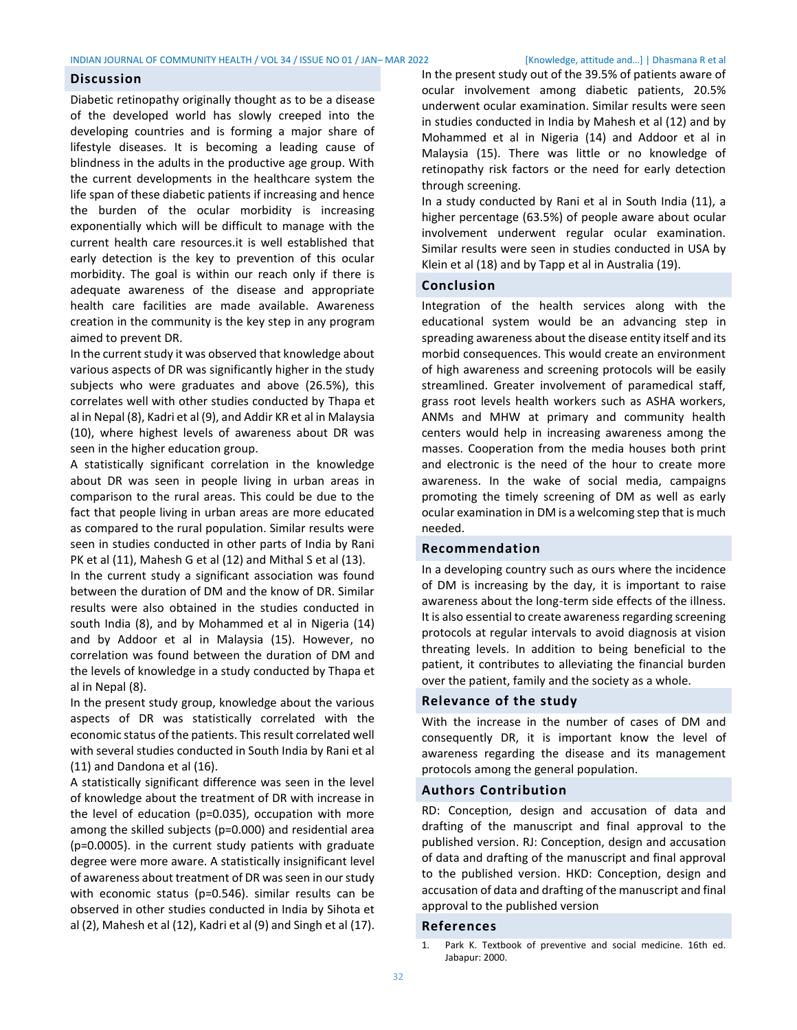## Discussion

Diabetic retinopathy originally thought as to be a disease of the developed world has slowly creeped into the developing countries and is forming a major share of lifestyle diseases. It is becoming a leading cause of blindness in the adults in the productive age group. With the current developments in the healthcare system the life span of these diabetic patients if increasing and hence the burden of the ocular morbidity is increasing exponentially which will be difficult to manage with the current health care resources.it is well established that early detection is the key to prevention of this ocular morbidity. The goal is within our reach only if there is adequate awareness of the disease and appropriate health care facilities are made available. Awareness creation in the community is the key step in any program aimed to prevent DR.

In the current study it was observed that knowledge about various aspects of DR was significantly higher in the study subjects who were graduates and above (26.5%), this correlates well with other studies conducted by Thapa et al in Nepal (8), Kadri et al (9), and Addir KR et al in Malaysia (10), where highest levels of awareness about DR was seen in the higher education group.

A statistically significant correlation in the knowledge about DR was seen in people living in urban areas in comparison to the rural areas. This could be due to the fact that people living in urban areas are more educated as compared to the rural population. Similar results were seen in studies conducted in other parts of India by Rani PK et al (11), Mahesh G et al (12) and Mithal S et al (13).

In the current study a significant association was found between the duration of DM and the know of DR. Similar results were also obtained in the studies conducted in south India (8), and by Mohammed et al in Nigeria (14) and by Addoor et al in Malaysia (15). However, no correlation was found between the duration of DM and the levels of knowledge in a study conducted by Thapa et al in Nepal (8).

In the present study group, knowledge about the various aspects of DR was statistically correlated with the economic status of the patients. This result correlated well with several studies conducted in South India by Rani et al (11) and Dandona et al (16).

A statistically significant difference was seen in the level of knowledge about the treatment of DR with increase in the level of education (p=0.035), occupation with more among the skilled subjects (p=0.000) and residential area (p=0.0005). in the current study patients with graduate degree were more aware. A statistically insignificant level of awareness about treatment of DR was seen in our study with economic status (p=0.546). similar results can be observed in other studies conducted in India by Sihota et al (2), Mahesh et al (12), Kadri et al (9) and Singh et al (17).

In the present study out of the 39.5% of patients aware of ocular involvement among diabetic patients, 20.5% underwent ocular examination. Similar results were seen in studies conducted in India by Mahesh et al (12) and by Mohammed et al in Nigeria (14) and Addoor et al in Malaysia (15). There was little or no knowledge of retinopathy risk factors or the need for early detection through screening.

In a study conducted by Rani et al in South India (11), a higher percentage (63.5%) of people aware about ocular involvement underwent regular ocular examination. Similar results were seen in studies conducted in USA by Klein et al (18) and by Tapp et al in Australia (19).

## Conclusion

Integration of the health services along with the educational system would be an advancing step in spreading awareness about the disease entity itself and its morbid consequences. This would create an environment of high awareness and screening protocols will be easily streamlined. Greater involvement of paramedical staff, grass root levels health workers such as ASHA workers, ANMs and MHW at primary and community health centers would help in increasing awareness among the masses. Cooperation from the media houses both print and electronic is the need of the hour to create more awareness. In the wake of social media, campaigns promoting the timely screening of DM as well as early ocular examination in DM is a welcoming step that is much needed.

## Recommendation

In a developing country such as ours where the incidence of DM is increasing by the day, it is important to raise awareness about the long-term side effects of the illness. It is also essential to create awareness regarding screening protocols at regular intervals to avoid diagnosis at vision threating levels. In addition to being beneficial to the patient, it contributes to alleviating the financial burden over the patient, family and the society as a whole.

## Relevance of the study

With the increase in the number of cases of DM and consequently DR, it is important know the level of awareness regarding the disease and its management protocols among the general population.

## Authors Contribution

RD: Conception, design and accusation of data and drafting of the manuscript and final approval to the published version. RJ: Conception, design and accusation of data and drafting of the manuscript and final approval to the published version. HKD: Conception, design and accusation of data and drafting of the manuscript and final approval to the published version

## References

1. Park K. Textbook of preventive and social medicine. 16th ed. Jabapur: 2000.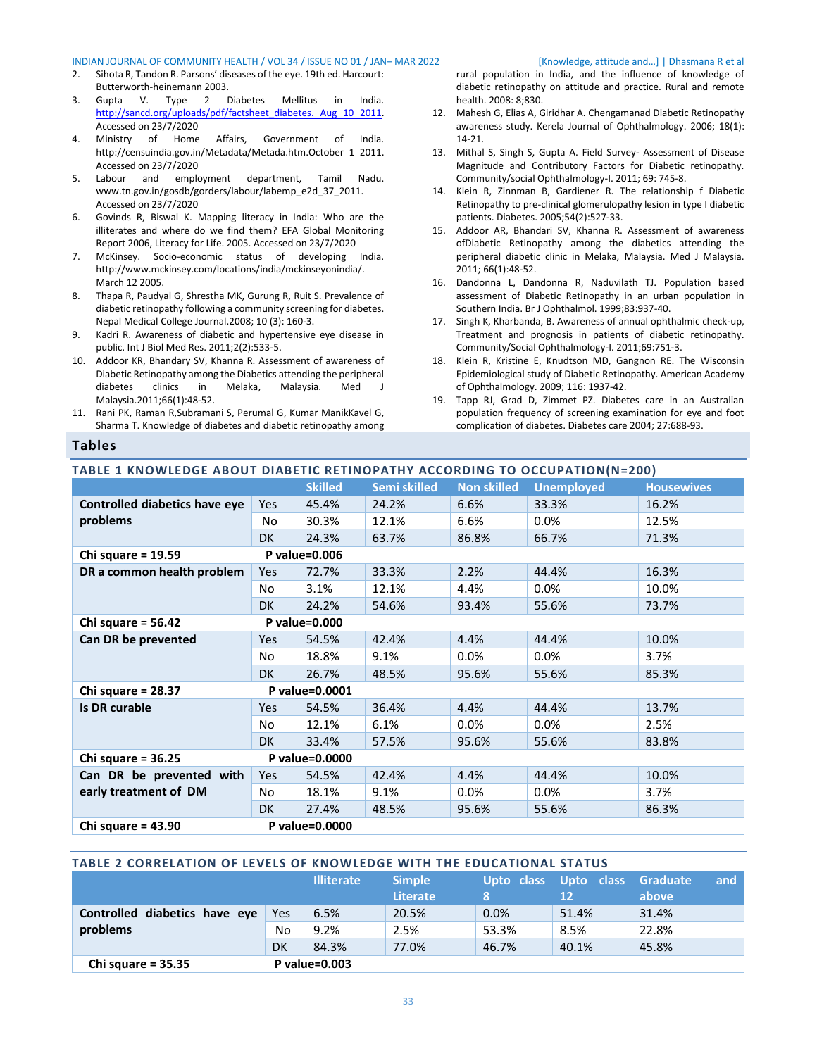2. Sihota R, Tandon R. Parsons' diseases of the eye. 19th ed. Harcourt: Butterworth-heinemann 2003.
3. Gupta V. Type 2 Diabetes Mellitus in India. http://sancd.org/uploads/pdf/factsheet_diabetes. Aug 10 2011. Accessed on 23/7/2020
4. Ministry of Home Affairs, Government of India. http://censuindia.gov.in/Metadata/Metada.htm.October 1 2011. Accessed on 23/7/2020
5. Labour and employment department, Tamil Nadu. www.tn.gov.in/gosdb/gorders/labour/labemp_e2d_37_2011. Accessed on 23/7/2020
6. Govinds R, Biswal K. Mapping literacy in India: Who are the illiterates and where do we find them? EFA Global Monitoring Report 2006, Literacy for Life. 2005. Accessed on 23/7/2020
7. McKinsey. Socio-economic status of developing India. http://www.mckinsey.com/locations/india/mckinseyonindia/. March 12 2005.
8. Thapa R, Paudyal G, Shrestha MK, Gurung R, Ruit S. Prevalence of diabetic retinopathy following a community screening for diabetes. Nepal Medical College Journal.2008; 10 (3): 160-3.
9. Kadri R. Awareness of diabetic and hypertensive eye disease in public. Int J Biol Med Res. 2011;2(2):533-5.
10. Addoor KR, Bhandary SV, Khanna R. Assessment of awareness of Diabetic Retinopathy among the Diabetics attending the peripheral diabetes clinics in Melaka, Malaysia. Med J Malaysia.2011;66(1):48-52.
11. Rani PK, Raman R,Subramani S, Perumal G, Kumar ManikKavel G, Sharma T. Knowledge of diabetes and diabetic retinopathy among rural population in India, and the influence of knowledge of diabetic retinopathy on attitude and practice. Rural and remote health. 2008: 8;830.
12. Mahesh G, Elias A, Giridhar A. Chengamanad Diabetic Retinopathy awareness study. Kerela Journal of Ophthalmology. 2006; 18(1): 14-21.
13. Mithal S, Singh S, Gupta A. Field Survey- Assessment of Disease Magnitude and Contributory Factors for Diabetic retinopathy. Community/social Ophthalmology-I. 2011; 69: 745-8.
14. Klein R, Zinnman B, Gardiener R. The relationship f Diabetic Retinopathy to pre-clinical glomerulopathy lesion in type I diabetic patients. Diabetes. 2005;54(2):527-33.
15. Addoor AR, Bhandari SV, Khanna R. Assessment of awareness ofDiabetic Retinopathy among the diabetics attending the peripheral diabetic clinic in Melaka, Malaysia. Med J Malaysia. 2011; 66(1):48-52.
16. Dandonna L, Dandonna R, Naduvilath TJ. Population based assessment of Diabetic Retinopathy in an urban population in Southern India. Br J Ophthalmol. 1999;83:937-40.
17. Singh K, Kharbanda, B. Awareness of annual ophthalmic check-up, Treatment and prognosis in patients of diabetic retinopathy. Community/Social Ophthalmology-I. 2011;69:751-3.
18. Klein R, Kristine E, Knudtson MD, Gangnon RE. The Wisconsin Epidemiological study of Diabetic Retinopathy. American Academy of Ophthalmology. 2009; 116: 1937-42.
19. Tapp RJ, Grad D, Zimmet PZ. Diabetes care in an Australian population frequency of screening examination for eye and foot complication of diabetes. Diabetes care 2004; 27:688-93.

## Tables

### TABLE 1 KNOWLEDGE ABOUT DIABETIC RETINOPATHY ACCORDING TO OCCUPATION(N=200)

| | | Skilled | Semi skilled | Non skilled | Unemployed | Housewives |
|---|---|---|---|---|---|---|
| **Controlled diabetics have eye problems** | Yes | 45.4% | 24.2% | 6.6% | 33.3% | 16.2% |
| | No | 30.3% | 12.1% | 6.6% | 0.0% | 12.5% |
| | DK | 24.3% | 63.7% | 86.8% | 66.7% | 71.3% |
| **Chi square = 19.59** | **P value=0.006** | | | | | |
| **DR a common health problem** | Yes | 72.7% | 33.3% | 2.2% | 44.4% | 16.3% |
| | No | 3.1% | 12.1% | 4.4% | 0.0% | 10.0% |
| | DK | 24.2% | 54.6% | 93.4% | 55.6% | 73.7% |
| **Chi square = 56.42** | **P value=0.000** | | | | | |
| **Can DR be prevented** | Yes | 54.5% | 42.4% | 4.4% | 44.4% | 10.0% |
| | No | 18.8% | 9.1% | 0.0% | 0.0% | 3.7% |
| | DK | 26.7% | 48.5% | 95.6% | 55.6% | 85.3% |
| **Chi square = 28.37** | **P value=0.0001** | | | | | |
| **Is DR curable** | Yes | 54.5% | 36.4% | 4.4% | 44.4% | 13.7% |
| | No | 12.1% | 6.1% | 0.0% | 0.0% | 2.5% |
| | DK | 33.4% | 57.5% | 95.6% | 55.6% | 83.8% |
| **Chi square = 36.25** | **P value=0.0000** | | | | | |
| **Can DR be prevented with early treatment of DM** | Yes | 54.5% | 42.4% | 4.4% | 44.4% | 10.0% |
| | No | 18.1% | 9.1% | 0.0% | 0.0% | 3.7% |
| | DK | 27.4% | 48.5% | 95.6% | 55.6% | 86.3% |
| **Chi square = 43.90** | **P value=0.0000** | | | | | |

### TABLE 2 CORRELATION OF LEVELS OF KNOWLEDGE WITH THE EDUCATIONAL STATUS

| | | Illiterate | Simple Literate | Upto class 8 | Upto class 12 | Graduate and above |
|---|---|---|---|---|---|---|
| **Controlled diabetics have eye problems** | Yes | 6.5% | 20.5% | 0.0% | 51.4% | 31.4% |
| | No | 9.2% | 2.5% | 53.3% | 8.5% | 22.8% |
| | DK | 84.3% | 77.0% | 46.7% | 40.1% | 45.8% |
| **Chi square = 35.35** | **P value=0.003** | | | | | |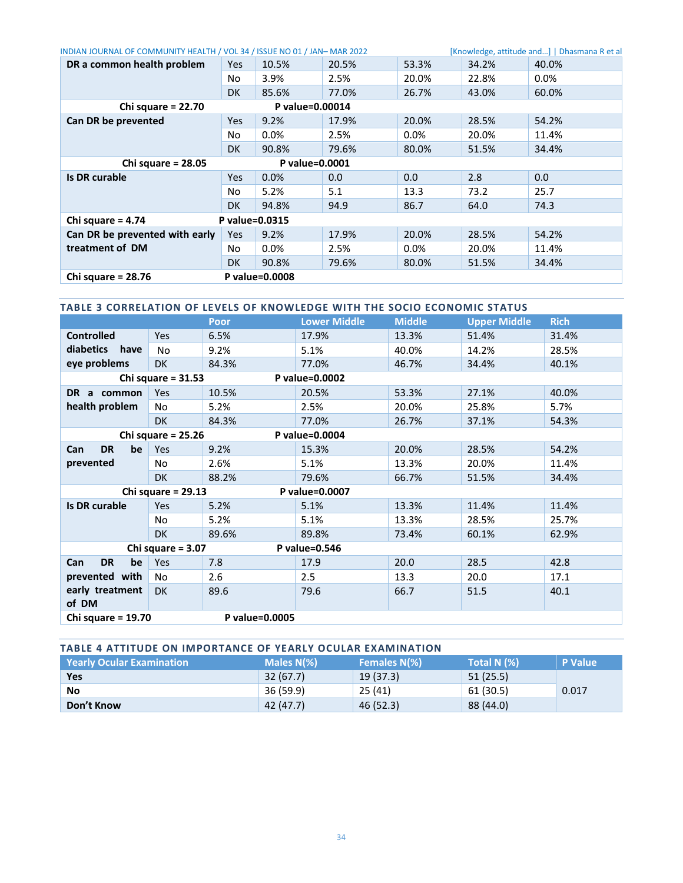| | | | | | | |
|---|---|---|---|---|---|---|
| **DR a common health problem** | Yes | 10.5% | 20.5% | 53.3% | 34.2% | 40.0% |
| | No | 3.9% | 2.5% | 20.0% | 22.8% | 0.0% |
| | DK | 85.6% | 77.0% | 26.7% | 43.0% | 60.0% |
| **Chi square = 22.70** | | **P value=0.00014** | | | | |
| **Can DR be prevented** | Yes | 9.2% | 17.9% | 20.0% | 28.5% | 54.2% |
| | No | 0.0% | 2.5% | 0.0% | 20.0% | 11.4% |
| | DK | 90.8% | 79.6% | 80.0% | 51.5% | 34.4% |
| **Chi square = 28.05** | | **P value=0.0001** | | | | |
| **Is DR curable** | Yes | 0.0% | 0.0 | 0.0 | 2.8 | 0.0 |
| | No | 5.2% | 5.1 | 13.3 | 73.2 | 25.7 |
| | DK | 94.8% | 94.9 | 86.7 | 64.0 | 74.3 |
| **Chi square = 4.74** | **P value=0.0315** | | | | | |
| **Can DR be prevented with early treatment of DM** | Yes | 9.2% | 17.9% | 20.0% | 28.5% | 54.2% |
| | No | 0.0% | 2.5% | 0.0% | 20.0% | 11.4% |
| | DK | 90.8% | 79.6% | 80.0% | 51.5% | 34.4% |
| **Chi square = 28.76** | **P value=0.0008** | | | | | |

## TABLE 3 CORRELATION OF LEVELS OF KNOWLEDGE WITH THE SOCIO ECONOMIC STATUS

| | | Poor | Lower Middle | Middle | Upper Middle | Rich |
|---|---|---|---|---|---|---|
| **Controlled diabetics have eye problems** | Yes | 6.5% | 17.9% | 13.3% | 51.4% | 31.4% |
| | No | 9.2% | 5.1% | 40.0% | 14.2% | 28.5% |
| | DK | 84.3% | 77.0% | 46.7% | 34.4% | 40.1% |
| **Chi square = 31.53** | | **P value=0.0002** | | | | |
| **DR a common health problem** | Yes | 10.5% | 20.5% | 53.3% | 27.1% | 40.0% |
| | No | 5.2% | 2.5% | 20.0% | 25.8% | 5.7% |
| | DK | 84.3% | 77.0% | 26.7% | 37.1% | 54.3% |
| **Chi square = 25.26** | | **P value=0.0004** | | | | |
| **Can DR be prevented** | Yes | 9.2% | 15.3% | 20.0% | 28.5% | 54.2% |
| | No | 2.6% | 5.1% | 13.3% | 20.0% | 11.4% |
| | DK | 88.2% | 79.6% | 66.7% | 51.5% | 34.4% |
| **Chi square = 29.13** | | **P value=0.0007** | | | | |
| **Is DR curable** | Yes | 5.2% | 5.1% | 13.3% | 11.4% | 11.4% |
| | No | 5.2% | 5.1% | 13.3% | 28.5% | 25.7% |
| | DK | 89.6% | 89.8% | 73.4% | 60.1% | 62.9% |
| **Chi square = 3.07** | | **P value=0.546** | | | | |
| **Can DR be prevented with early treatment of DM** | Yes | 7.8 | 17.9 | 20.0 | 28.5 | 42.8 |
| | No | 2.6 | 2.5 | 13.3 | 20.0 | 17.1 |
| | DK | 89.6 | 79.6 | 66.7 | 51.5 | 40.1 |
| **Chi square = 19.70** | | **P value=0.0005** | | | | |

## TABLE 4 ATTITUDE ON IMPORTANCE OF YEARLY OCULAR EXAMINATION

| Yearly Ocular Examination | Males N(%) | Females N(%) | Total N (%) | P Value |
|---|---|---|---|---|
| **Yes** | 32 (67.7) | 19 (37.3) | 51 (25.5) | 0.017 |
| **No** | 36 (59.9) | 25 (41) | 61 (30.5) | |
| **Don't Know** | 42 (47.7) | 46 (52.3) | 88 (44.0) | |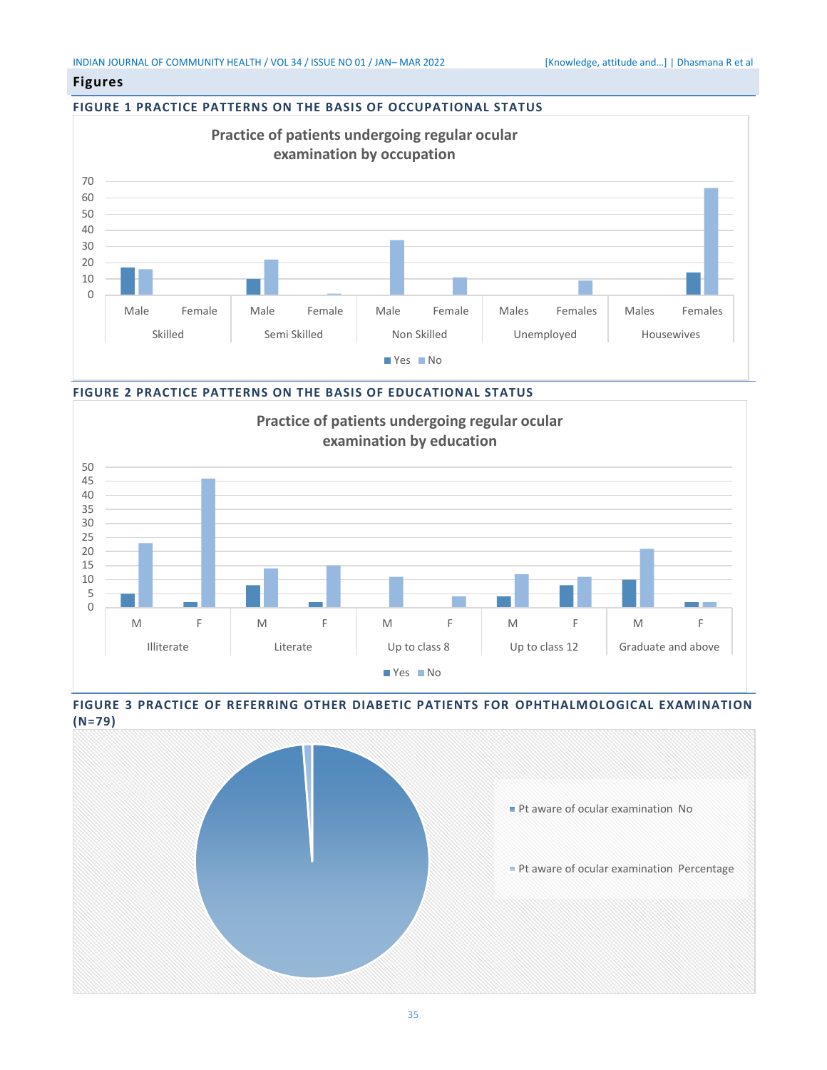## Figures

### FIGURE 1 PRACTICE PATTERNS ON THE BASIS OF OCCUPATIONAL STATUS

Practice of patients undergoing regular ocular examination by occupation

70
60
50
40
30
20
10
0

Male Female Male Female Male Female Males Females Males Females

Skilled Semi Skilled Non Skilled Unemployed Housewives

Yes No

### FIGURE 2 PRACTICE PATTERNS ON THE BASIS OF EDUCATIONAL STATUS

Practice of patients undergoing regular ocular examination by education

50
45
40
35
30
25
20
15
10
5
0

M F M F M F M F M F

Illiterate Literate Up to class 8 Up to class 12 Graduate and above

Yes No

### FIGURE 3 PRACTICE OF REFERRING OTHER DIABETIC PATIENTS FOR OPHTHALMOLOGICAL EXAMINATION (N=79)

Pt aware of ocular examination No

Pt aware of ocular examination Percentage